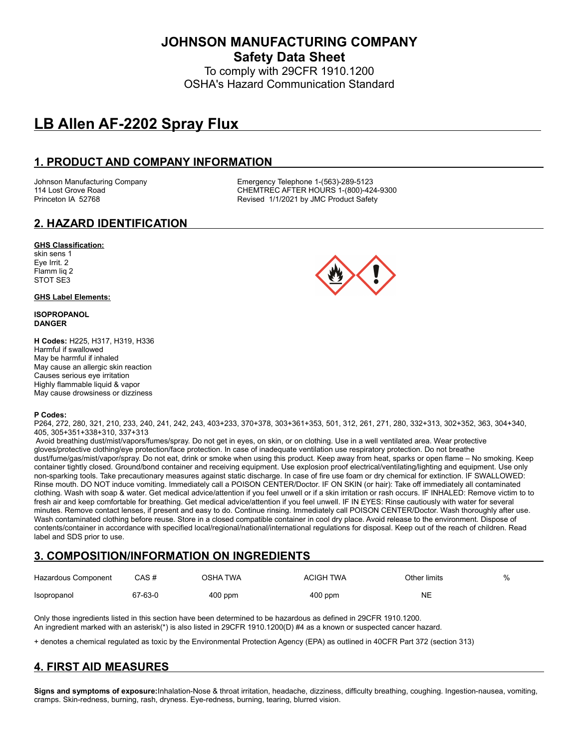# JOHNSON MANUFACTURING COMPANY

## Safety Data Sheet

To comply with 29CFR 1910.1200
OSHA's Hazard Communication Standard

# LB Allen AF-2202 Spray Flux

## 1. PRODUCT AND COMPANY INFORMATION

Johnson Manufacturing Company
114 Lost Grove Road
Princeton IA 52768

Emergency Telephone 1-(563)-289-5123
CHEMTREC AFTER HOURS 1-(800)-424-9300
Revised 1/1/2021 by JMC Product Safety

## 2. HAZARD IDENTIFICATION

**GHS Classification:**

skin sens 1
Eye Irrit. 2
Flamm liq 2
STOT SE3

**GHS Label Elements:**

**ISOPROPANOL**
**DANGER**

**H Codes:** H225, H317, H319, H336
Harmful if swallowed
May be harmful if inhaled
May cause an allergic skin reaction
Causes serious eye irritation
Highly flammable liquid & vapor
May cause drowsiness or dizziness

**P Codes:**

P264, 272, 280, 321, 210, 233, 240, 241, 242, 243, 403+233, 370+378, 303+361+353, 501, 312, 261, 271, 280, 332+313, 302+352, 363, 304+340, 405, 305+351+338+310, 337+313

Avoid breathing dust/mist/vapors/fumes/spray. Do not get in eyes, on skin, or on clothing. Use in a well ventilated area. Wear protective gloves/protective clothing/eye protection/face protection. In case of inadequate ventilation use respiratory protection. Do not breathe dust/fume/gas/mist/vapor/spray. Do not eat, drink or smoke when using this product. Keep away from heat, sparks or open flame – No smoking. Keep container tightly closed. Ground/bond container and receiving equipment. Use explosion proof electrical/ventilating/lighting and equipment. Use only non-sparking tools. Take precautionary measures against static discharge. In case of fire use foam or dry chemical for extinction. IF SWALLOWED: Rinse mouth. DO NOT induce vomiting. Immediately call a POISON CENTER/Doctor. IF ON SKIN (or hair): Take off immediately all contaminated clothing. Wash with soap & water. Get medical advice/attention if you feel unwell or if a skin irritation or rash occurs. IF INHALED: Remove victim to to fresh air and keep comfortable for breathing. Get medical advice/attention if you feel unwell. IF IN EYES: Rinse cautiously with water for several minutes. Remove contact lenses, if present and easy to do. Continue rinsing. Immediately call POISON CENTER/Doctor. Wash thoroughly after use. Wash contaminated clothing before reuse. Store in a closed compatible container in cool dry place. Avoid release to the environment. Dispose of contents/container in accordance with specified local/regional/national/international regulations for disposal. Keep out of the reach of children. Read label and SDS prior to use.

## 3. COMPOSITION/INFORMATION ON INGREDIENTS

| Hazardous Component | CAS # | OSHA TWA | ACIGH TWA | Other limits | % |
|---|---|---|---|---|---|
| Isopropanol | 67-63-0 | 400 ppm | 400 ppm | NE | |

Only those ingredients listed in this section have been determined to be hazardous as defined in 29CFR 1910.1200.
An ingredient marked with an asterisk(*) is also listed in 29CFR 1910.1200(D) #4 as a known or suspected cancer hazard.

+ denotes a chemical regulated as toxic by the Environmental Protection Agency (EPA) as outlined in 40CFR Part 372 (section 313)

## 4. FIRST AID MEASURES

**Signs and symptoms of exposure:** Inhalation-Nose & throat irritation, headache, dizziness, difficulty breathing, coughing. Ingestion-nausea, vomiting, cramps. Skin-redness, burning, rash, dryness. Eye-redness, burning, tearing, blurred vision.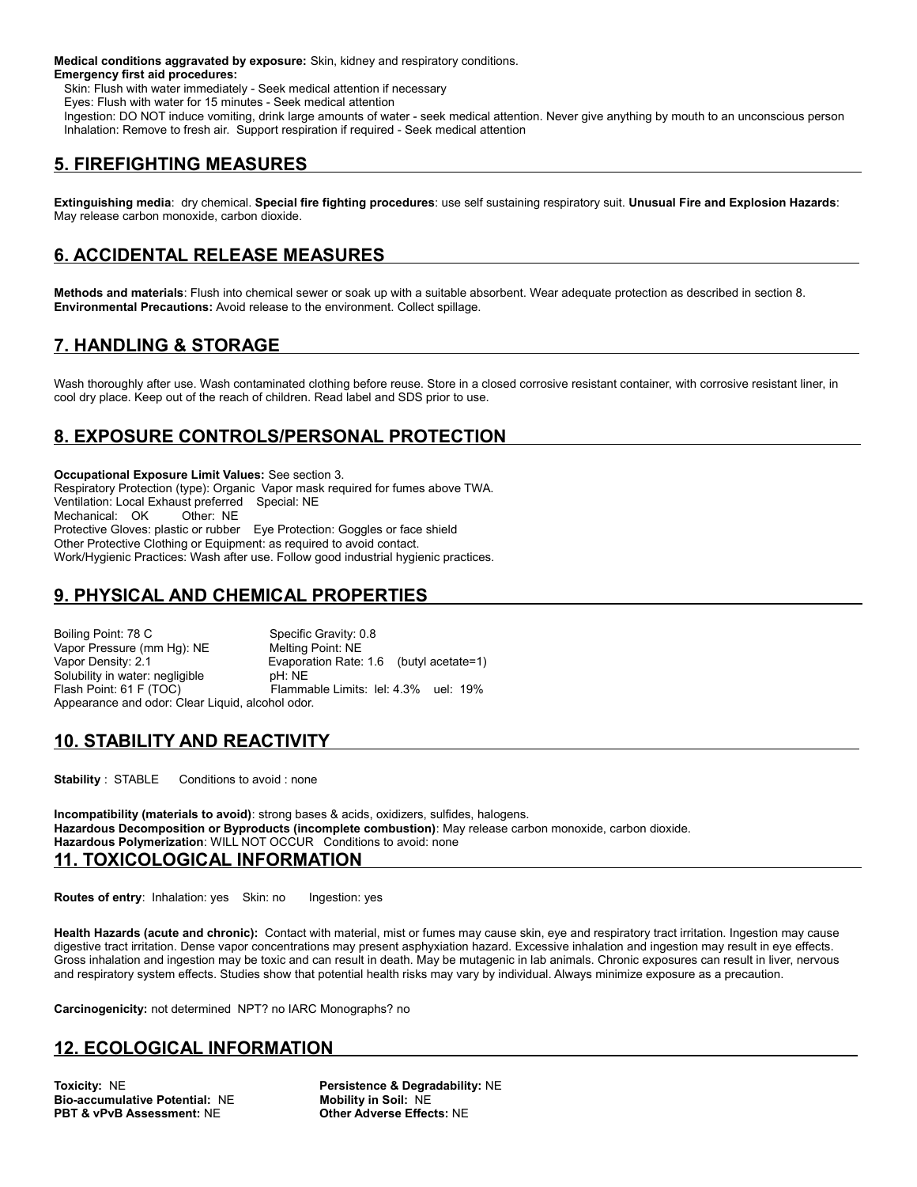**Medical conditions aggravated by exposure:** Skin, kidney and respiratory conditions.

**Emergency first aid procedures:**

Skin: Flush with water immediately - Seek medical attention if necessary

Eyes: Flush with water for 15 minutes - Seek medical attention

Ingestion: DO NOT induce vomiting, drink large amounts of water - seek medical attention. Never give anything by mouth to an unconscious person

Inhalation: Remove to fresh air. Support respiration if required - Seek medical attention

## 5. FIREFIGHTING MEASURES

**Extinguishing media**: dry chemical. **Special fire fighting procedures**: use self sustaining respiratory suit. **Unusual Fire and Explosion Hazards**: May release carbon monoxide, carbon dioxide.

## 6. ACCIDENTAL RELEASE MEASURES

**Methods and materials**: Flush into chemical sewer or soak up with a suitable absorbent. Wear adequate protection as described in section 8.
**Environmental Precautions:** Avoid release to the environment. Collect spillage.

## 7. HANDLING & STORAGE

Wash thoroughly after use. Wash contaminated clothing before reuse. Store in a closed corrosive resistant container, with corrosive resistant liner, in cool dry place. Keep out of the reach of children. Read label and SDS prior to use.

## 8. EXPOSURE CONTROLS/PERSONAL PROTECTION

**Occupational Exposure Limit Values:** See section 3.
Respiratory Protection (type): Organic Vapor mask required for fumes above TWA.
Ventilation: Local Exhaust preferred Special: NE
Mechanical: OK Other: NE
Protective Gloves: plastic or rubber Eye Protection: Goggles or face shield
Other Protective Clothing or Equipment: as required to avoid contact.
Work/Hygienic Practices: Wash after use. Follow good industrial hygienic practices.

## 9. PHYSICAL AND CHEMICAL PROPERTIES

Boiling Point: 78 C
Specific Gravity: 0.8
Vapor Pressure (mm Hg): NE
Melting Point: NE
Vapor Density: 2.1
Evaporation Rate: 1.6 (butyl acetate=1)
Solubility in water: negligible
pH: NE
Flash Point: 61 F (TOC)
Flammable Limits: lel: 4.3% uel: 19%
Appearance and odor: Clear Liquid, alcohol odor.

## 10. STABILITY AND REACTIVITY

**Stability** : STABLE Conditions to avoid : none

**Incompatibility (materials to avoid)**: strong bases & acids, oxidizers, sulfides, halogens.
**Hazardous Decomposition or Byproducts (incomplete combustion)**: May release carbon monoxide, carbon dioxide.
**Hazardous Polymerization**: WILL NOT OCCUR Conditions to avoid: none

## 11. TOXICOLOGICAL INFORMATION

**Routes of entry**: Inhalation: yes Skin: no Ingestion: yes

**Health Hazards (acute and chronic):** Contact with material, mist or fumes may cause skin, eye and respiratory tract irritation. Ingestion may cause digestive tract irritation. Dense vapor concentrations may present asphyxiation hazard. Excessive inhalation and ingestion may result in eye effects. Gross inhalation and ingestion may be toxic and can result in death. May be mutagenic in lab animals. Chronic exposures can result in liver, nervous and respiratory system effects. Studies show that potential health risks may vary by individual. Always minimize exposure as a precaution.

**Carcinogenicity:** not determined NPT? no IARC Monographs? no

## 12. ECOLOGICAL INFORMATION

**Toxicity:** NE
**Persistence & Degradability:** NE
**Bio-accumulative Potential:** NE
**Mobility in Soil:** NE
**PBT & vPvB Assessment:** NE
**Other Adverse Effects:** NE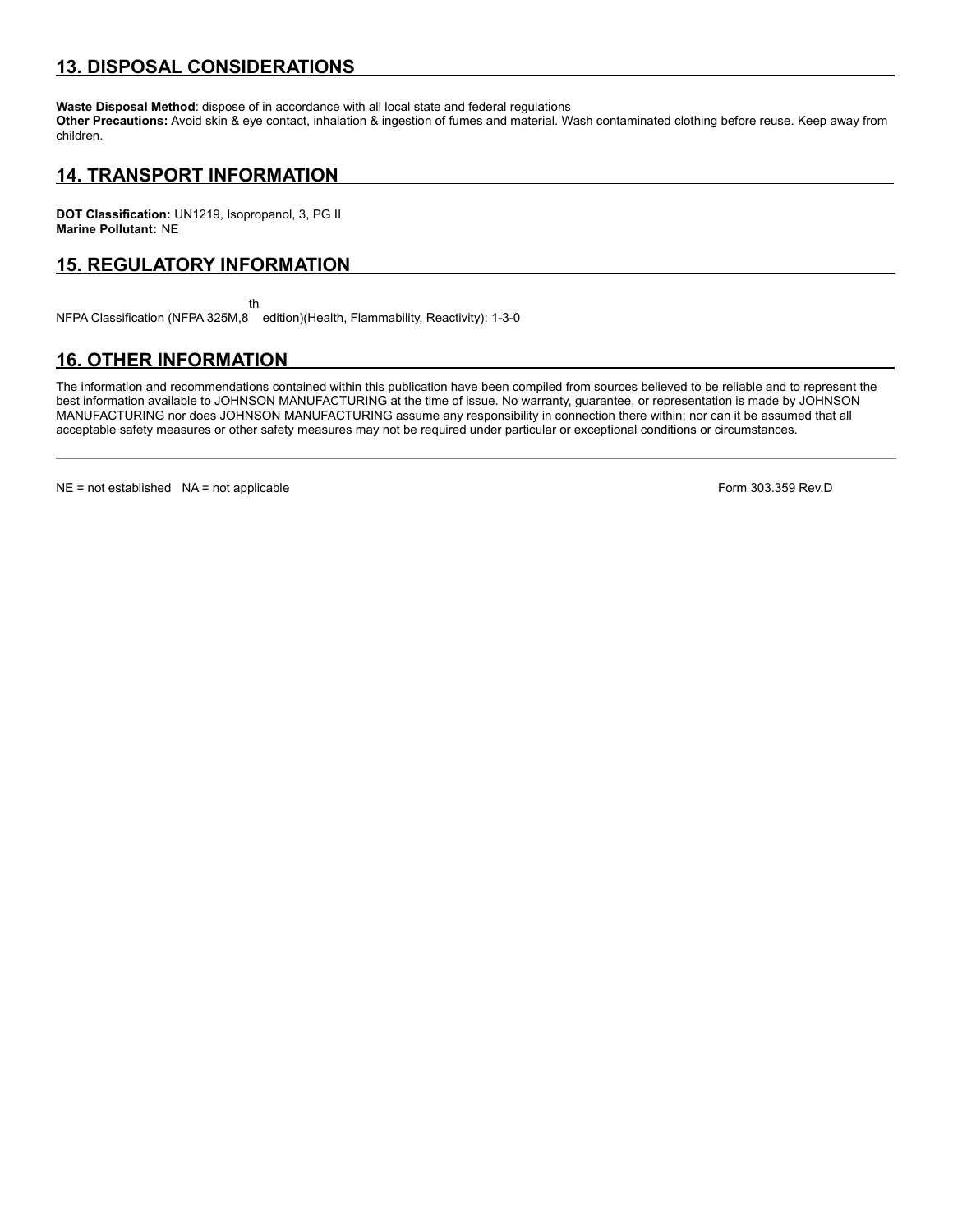## 13. DISPOSAL CONSIDERATIONS

**Waste Disposal Method**: dispose of in accordance with all local state and federal regulations
**Other Precautions:** Avoid skin & eye contact, inhalation & ingestion of fumes and material. Wash contaminated clothing before reuse. Keep away from children.

## 14. TRANSPORT INFORMATION

**DOT Classification:** UN1219, Isopropanol, 3, PG II
**Marine Pollutant:** NE

## 15. REGULATORY INFORMATION

NFPA Classification (NFPA 325M,8th edition)(Health, Flammability, Reactivity): 1-3-0

## 16. OTHER INFORMATION

The information and recommendations contained within this publication have been compiled from sources believed to be reliable and to represent the best information available to JOHNSON MANUFACTURING at the time of issue. No warranty, guarantee, or representation is made by JOHNSON MANUFACTURING nor does JOHNSON MANUFACTURING assume any responsibility in connection there within; nor can it be assumed that all acceptable safety measures or other safety measures may not be required under particular or exceptional conditions or circumstances.

---

NE = not established   NA = not applicable

Form 303.359 Rev.D